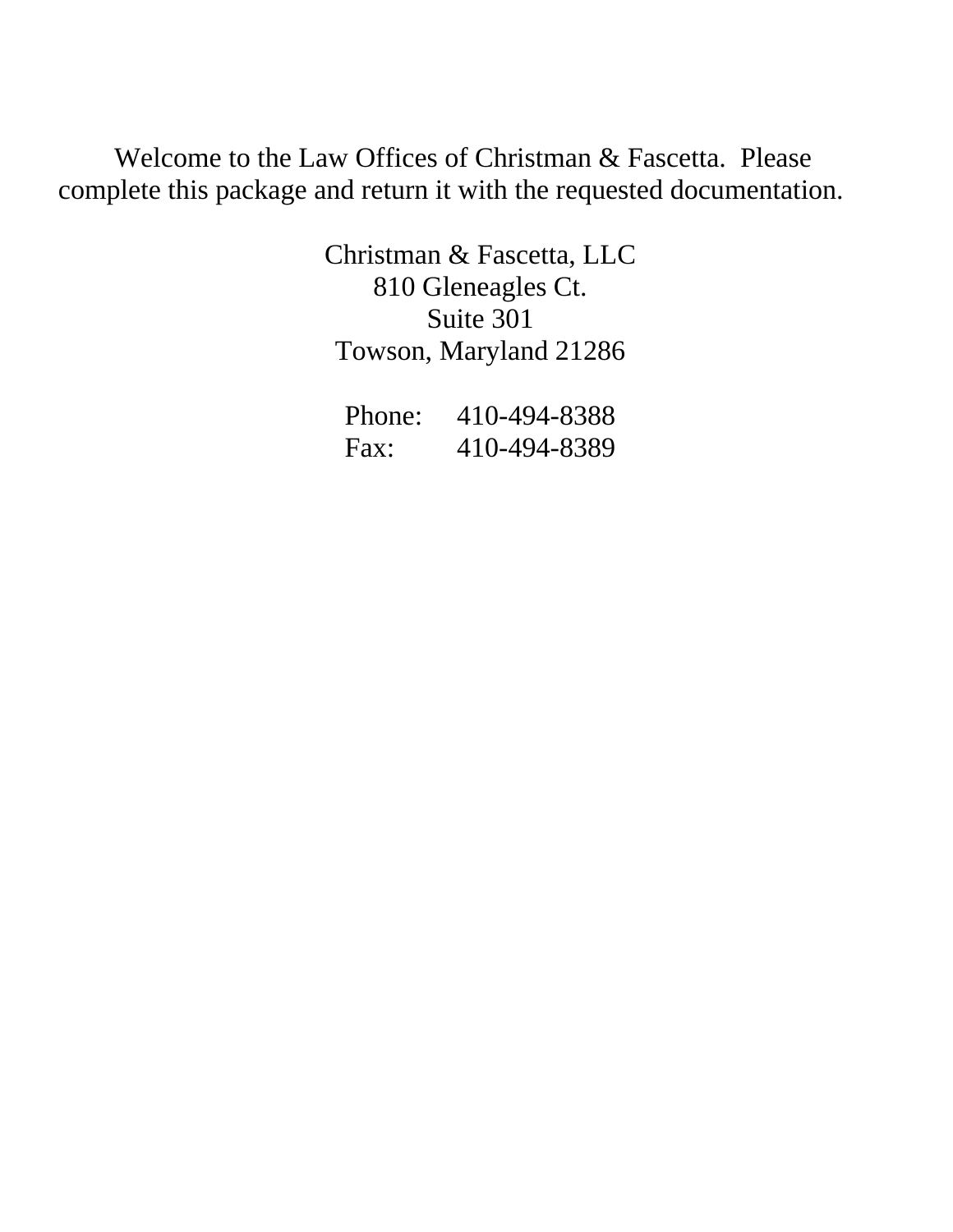Welcome to the Law Offices of Christman & Fascetta. Please complete this package and return it with the requested documentation.

Christman & Fascetta, LLC
810 Gleneagles Ct.
Suite 301
Towson, Maryland 21286

Phone: 410-494-8388
Fax: 410-494-8389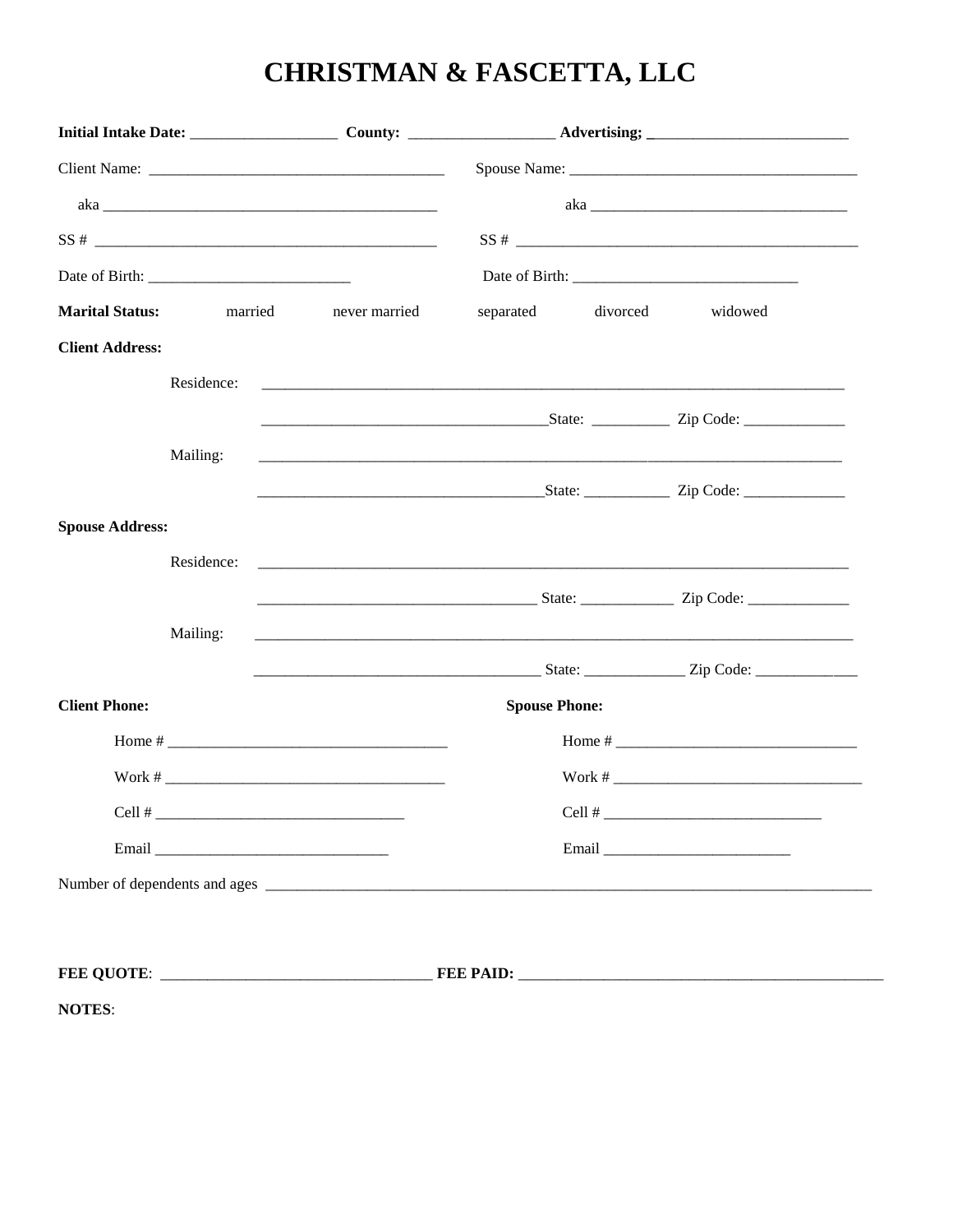# CHRISTMAN & FASCETTA, LLC

**Initial Intake Date:** ___________________ **County:** ___________________ **Advertising;** __________________________

Client Name: ______________________________________ Spouse Name: ______________________________________

aka ______________________________________________ aka __________________________________

SS # _____________________________________________ SS # ______________________________________________

Date of Birth: __________________________ Date of Birth: _____________________________

**Marital Status:** married never married separated divorced widowed

**Client Address:**

Residence: ______________________________________________________________________________

_____________________________________State: __________ Zip Code: _____________

Mailing: ______________________________________________________________________________

_____________________________________State: ___________ Zip Code: _____________

**Spouse Address:**

Residence: ______________________________________________________________________________

____________________________________ State: ____________ Zip Code: _____________

Mailing: ______________________________________________________________________________

_____________________________________ State: _____________ Zip Code: _____________

**Client Phone:** **Spouse Phone:**

Home # ____________________________________ Home # _______________________________

Work # ____________________________________ Work # _________________________________

Cell # ________________________________ Cell # ____________________________

Email ______________________________ Email ________________________

Number of dependents and ages ____________________________________________________________________________________

**FEE QUOTE**: ___________________________________ **FEE PAID:** _________________________________________________

**NOTES**: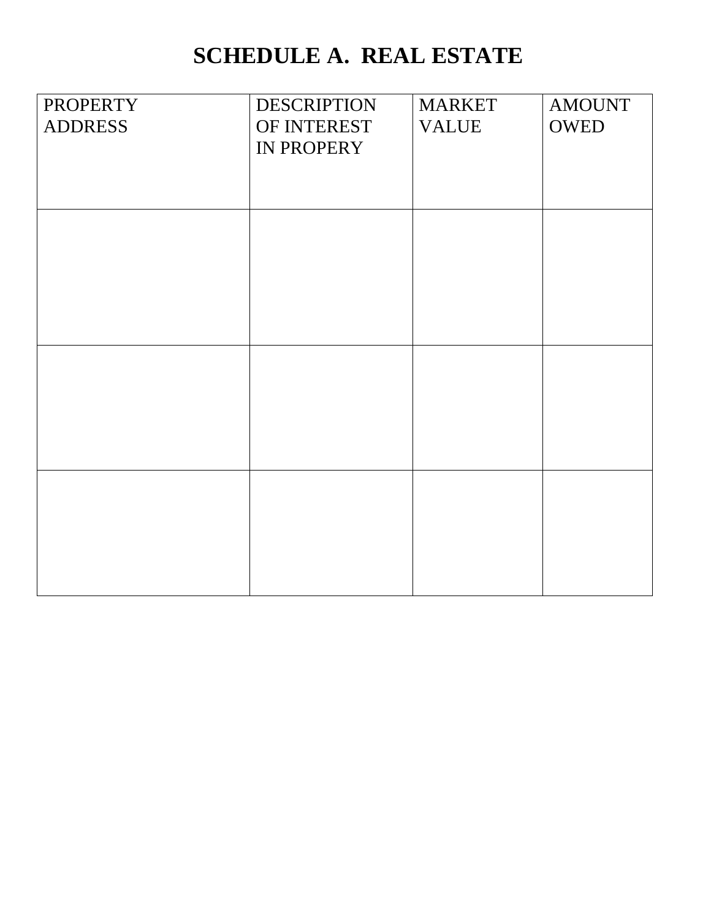# SCHEDULE A. REAL ESTATE

| PROPERTY ADDRESS | DESCRIPTION OF INTEREST IN PROPERY | MARKET VALUE | AMOUNT OWED |
|---|---|---|---|
| | | | |
| | | | |
| | | | |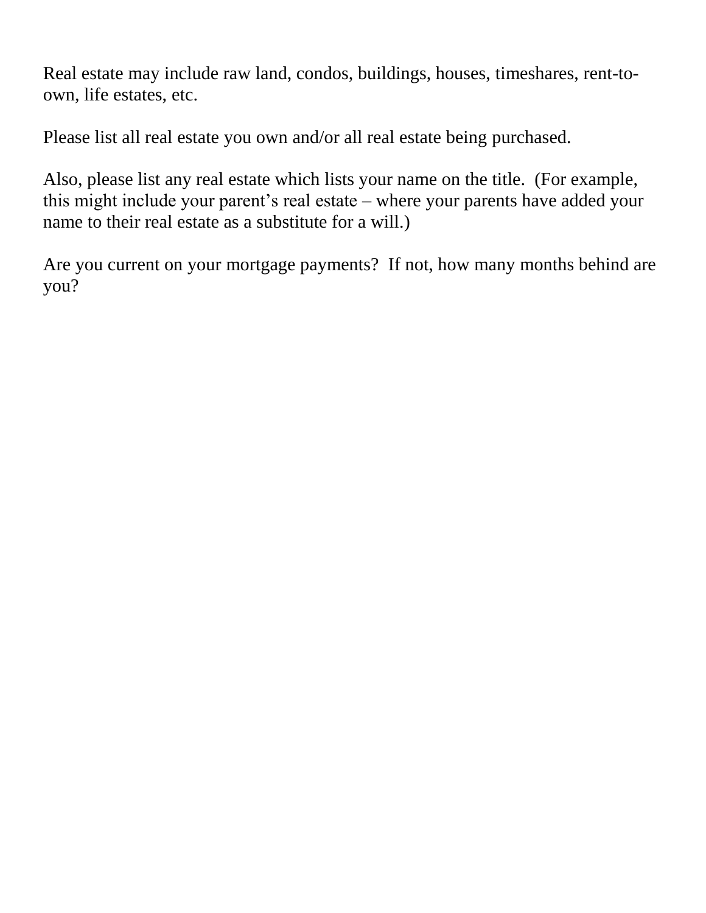Real estate may include raw land, condos, buildings, houses, timeshares, rent-to-own, life estates, etc.

Please list all real estate you own and/or all real estate being purchased.

Also, please list any real estate which lists your name on the title. (For example, this might include your parent's real estate – where your parents have added your name to their real estate as a substitute for a will.)

Are you current on your mortgage payments? If not, how many months behind are you?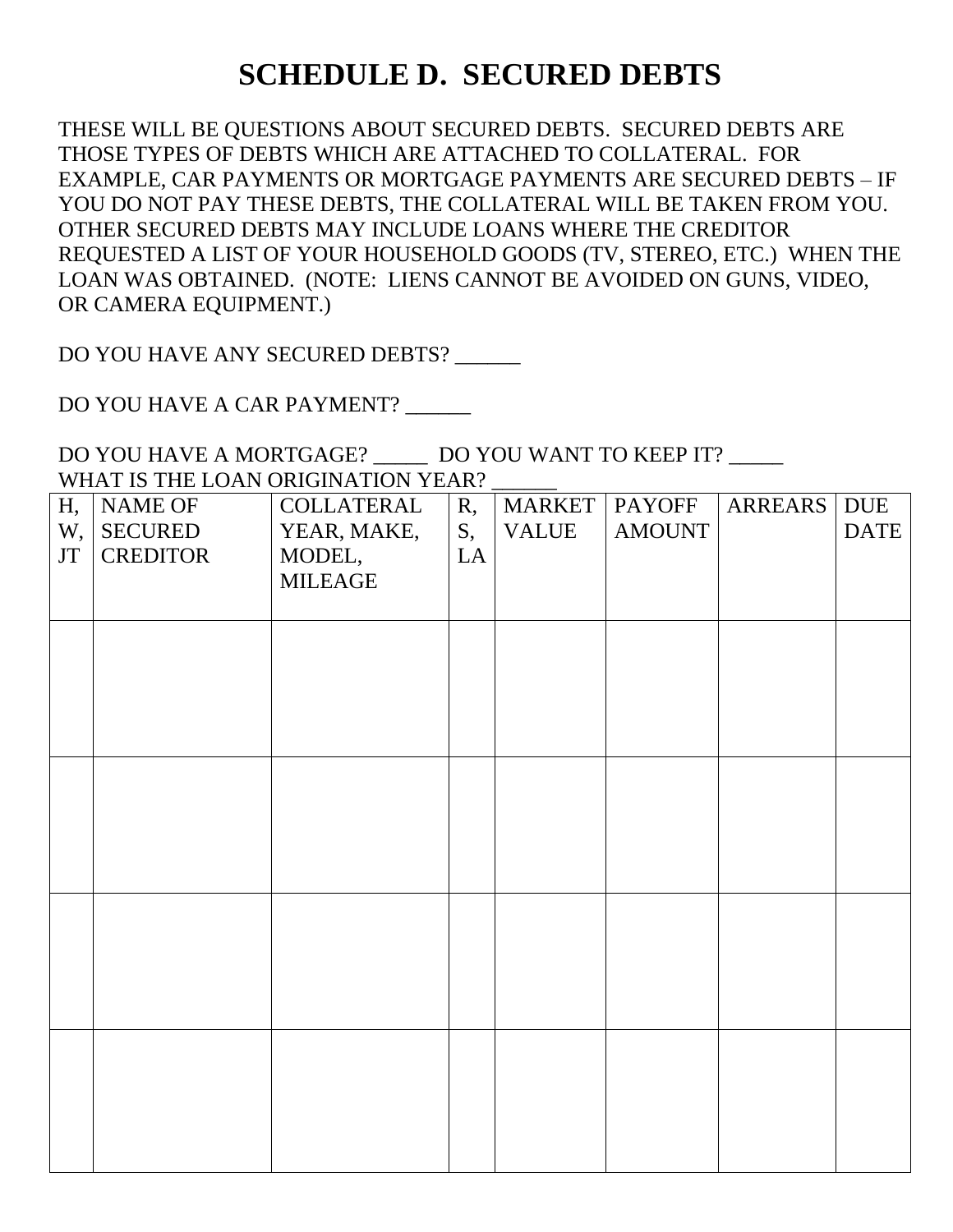# SCHEDULE D. SECURED DEBTS

THESE WILL BE QUESTIONS ABOUT SECURED DEBTS. SECURED DEBTS ARE THOSE TYPES OF DEBTS WHICH ARE ATTACHED TO COLLATERAL. FOR EXAMPLE, CAR PAYMENTS OR MORTGAGE PAYMENTS ARE SECURED DEBTS – IF YOU DO NOT PAY THESE DEBTS, THE COLLATERAL WILL BE TAKEN FROM YOU. OTHER SECURED DEBTS MAY INCLUDE LOANS WHERE THE CREDITOR REQUESTED A LIST OF YOUR HOUSEHOLD GOODS (TV, STEREO, ETC.) WHEN THE LOAN WAS OBTAINED. (NOTE: LIENS CANNOT BE AVOIDED ON GUNS, VIDEO, OR CAMERA EQUIPMENT.)

DO YOU HAVE ANY SECURED DEBTS? ______

DO YOU HAVE A CAR PAYMENT? ______

DO YOU HAVE A MORTGAGE? _____ DO YOU WANT TO KEEP IT? _____
WHAT IS THE LOAN ORIGINATION YEAR? ______

| H, W, JT | NAME OF SECURED CREDITOR | COLLATERAL YEAR, MAKE, MODEL, MILEAGE | R, S, LA | MARKET VALUE | PAYOFF AMOUNT | ARREARS | DUE DATE |
|---|---|---|---|---|---|---|---|
| | | | | | | | |
| | | | | | | | |
| | | | | | | | |
| | | | | | | | |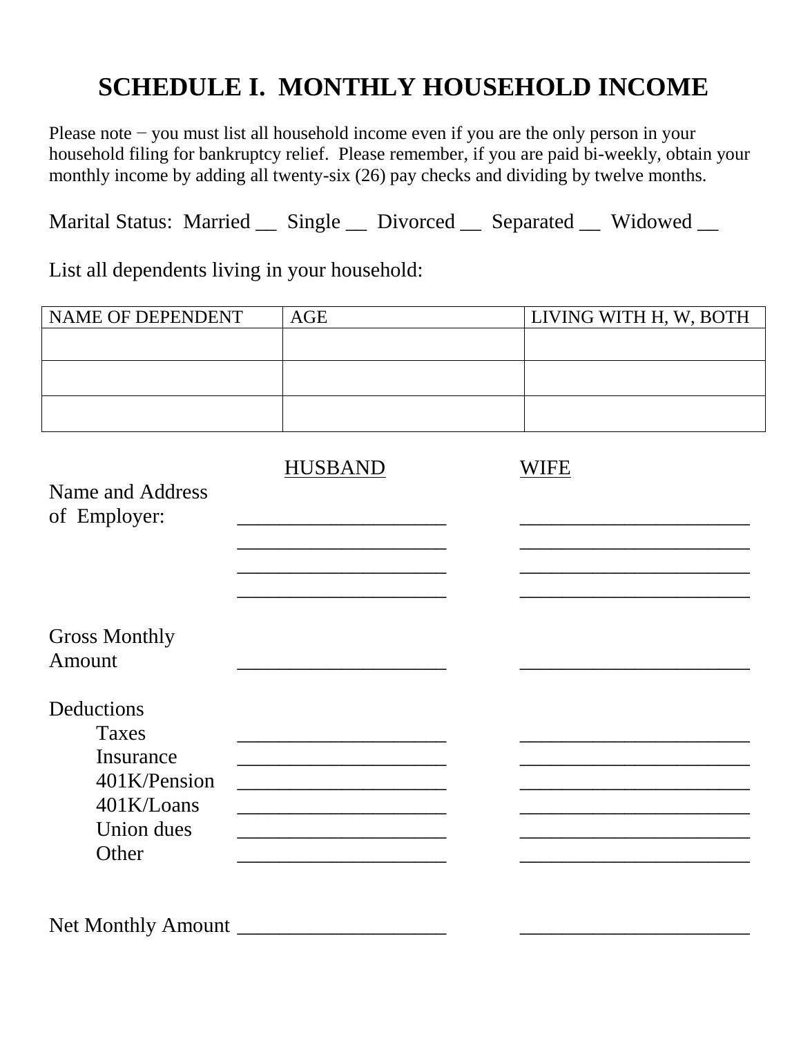# SCHEDULE I. MONTHLY HOUSEHOLD INCOME

Please note − you must list all household income even if you are the only person in your household filing for bankruptcy relief. Please remember, if you are paid bi-weekly, obtain your monthly income by adding all twenty-six (26) pay checks and dividing by twelve months.

Marital Status: Married __ Single __ Divorced __ Separated __ Widowed __

List all dependents living in your household:

| NAME OF DEPENDENT | AGE | LIVING WITH H, W, BOTH |
|---|---|---|
| | | |
| | | |
| | | |

| | HUSBAND | WIFE |
|---|---|---|
| Name and Address of Employer: | ____________________ | ______________________ |
| | ____________________ | ______________________ |
| | ____________________ | ______________________ |
| | ____________________ | ______________________ |
| Gross Monthly Amount | ____________________ | ______________________ |
| Deductions | | |
| Taxes | ____________________ | ______________________ |
| Insurance | ____________________ | ______________________ |
| 401K/Pension | ____________________ | ______________________ |
| 401K/Loans | ____________________ | ______________________ |
| Union dues | ____________________ | ______________________ |
| Other | ____________________ | ______________________ |
| Net Monthly Amount | ____________________ | ______________________ |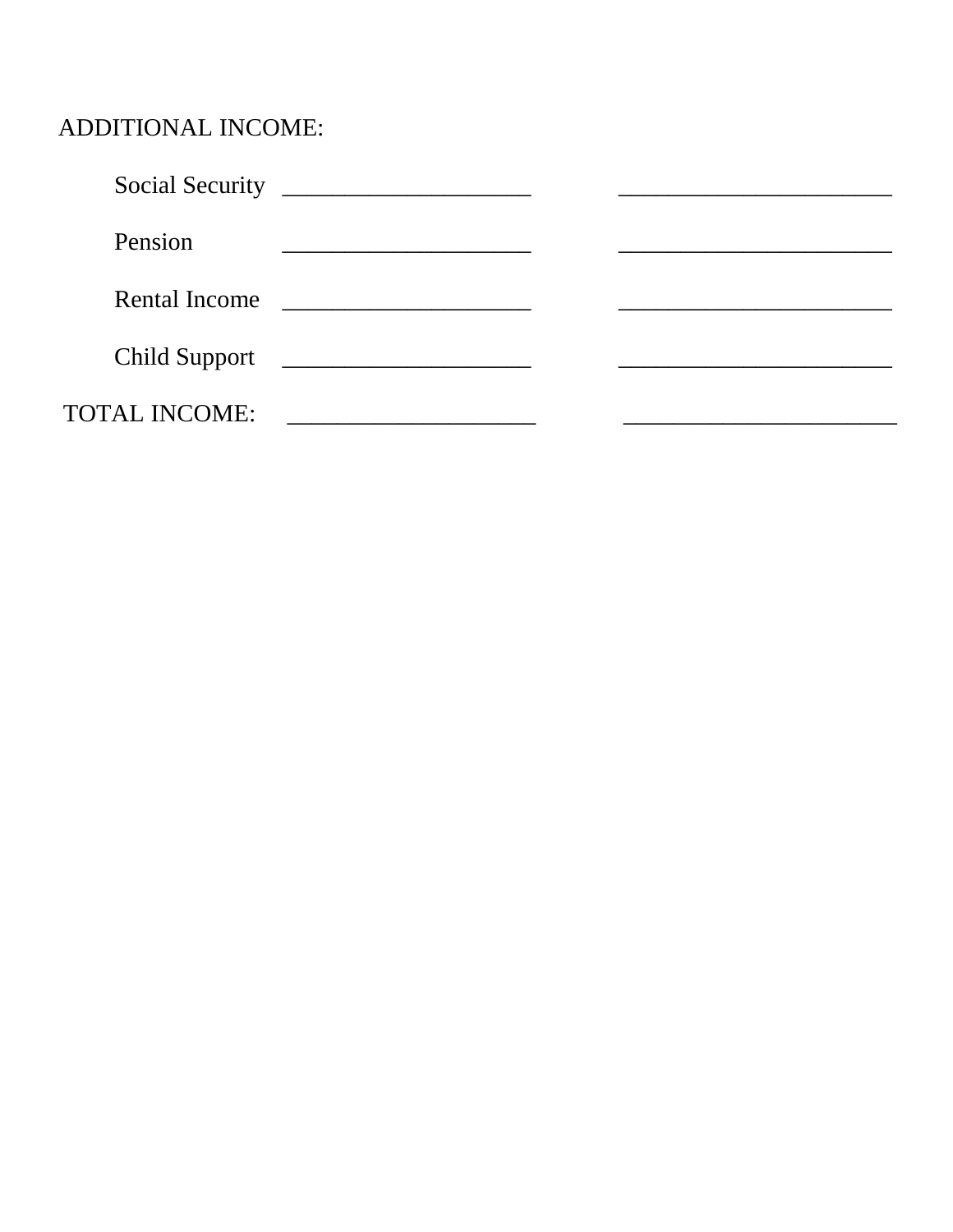ADDITIONAL INCOME:

Social Security ____________________ ______________________

Pension ____________________ ______________________

Rental Income ____________________ ______________________

Child Support ____________________ ______________________

TOTAL INCOME: ____________________ ______________________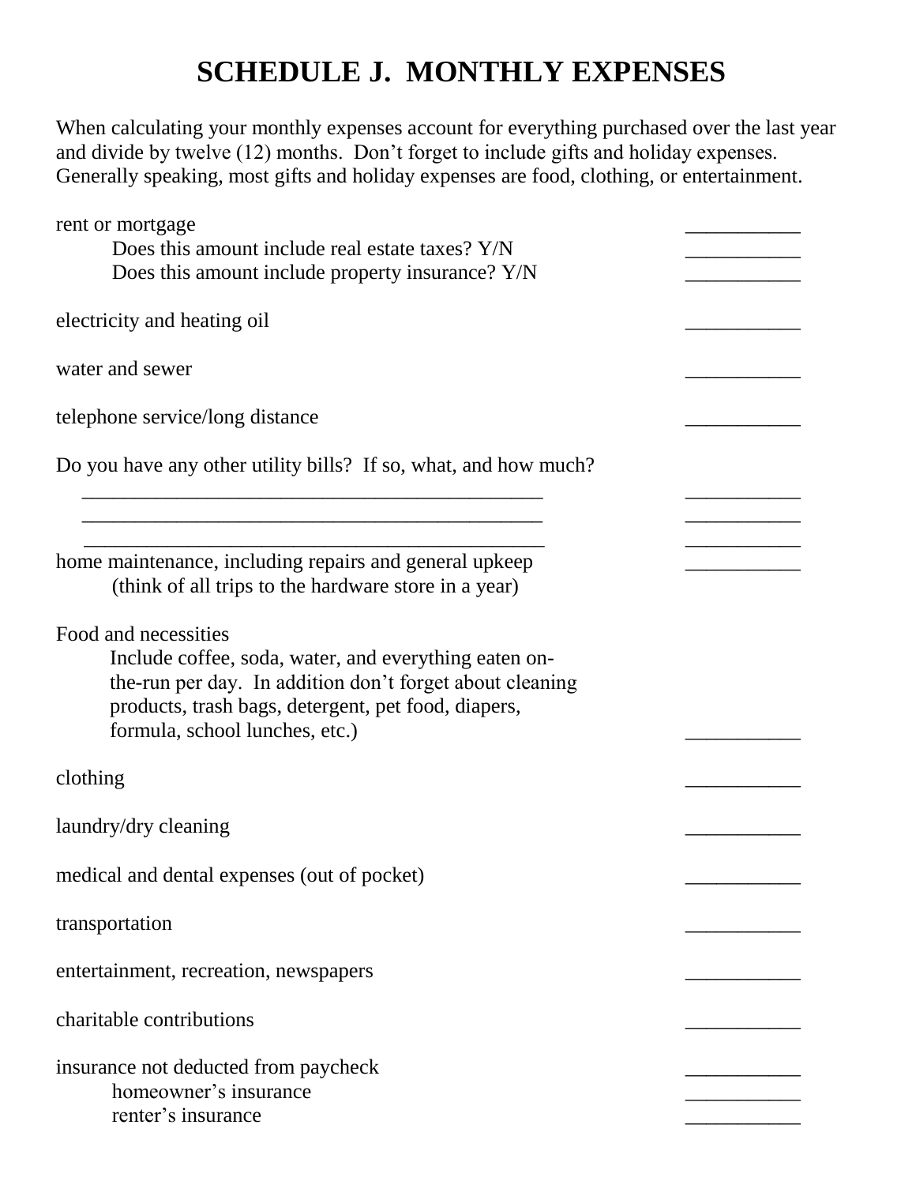# SCHEDULE J. MONTHLY EXPENSES

When calculating your monthly expenses account for everything purchased over the last year and divide by twelve (12) months. Don't forget to include gifts and holiday expenses. Generally speaking, most gifts and holiday expenses are food, clothing, or entertainment.

rent or mortgage ___________

Does this amount include real estate taxes? Y/N ___________

Does this amount include property insurance? Y/N ___________

electricity and heating oil ___________

water and sewer ___________

telephone service/long distance ___________

Do you have any other utility bills? If so, what, and how much?

_______________________________________________ ___________

_______________________________________________ ___________

_______________________________________________ ___________

home maintenance, including repairs and general upkeep ___________

(think of all trips to the hardware store in a year)

Food and necessities

Include coffee, soda, water, and everything eaten on-the-run per day. In addition don't forget about cleaning products, trash bags, detergent, pet food, diapers, formula, school lunches, etc.) ___________

clothing ___________

laundry/dry cleaning ___________

medical and dental expenses (out of pocket) ___________

transportation ___________

entertainment, recreation, newspapers ___________

charitable contributions ___________

insurance not deducted from paycheck ___________

homeowner's insurance ___________

renter's insurance ___________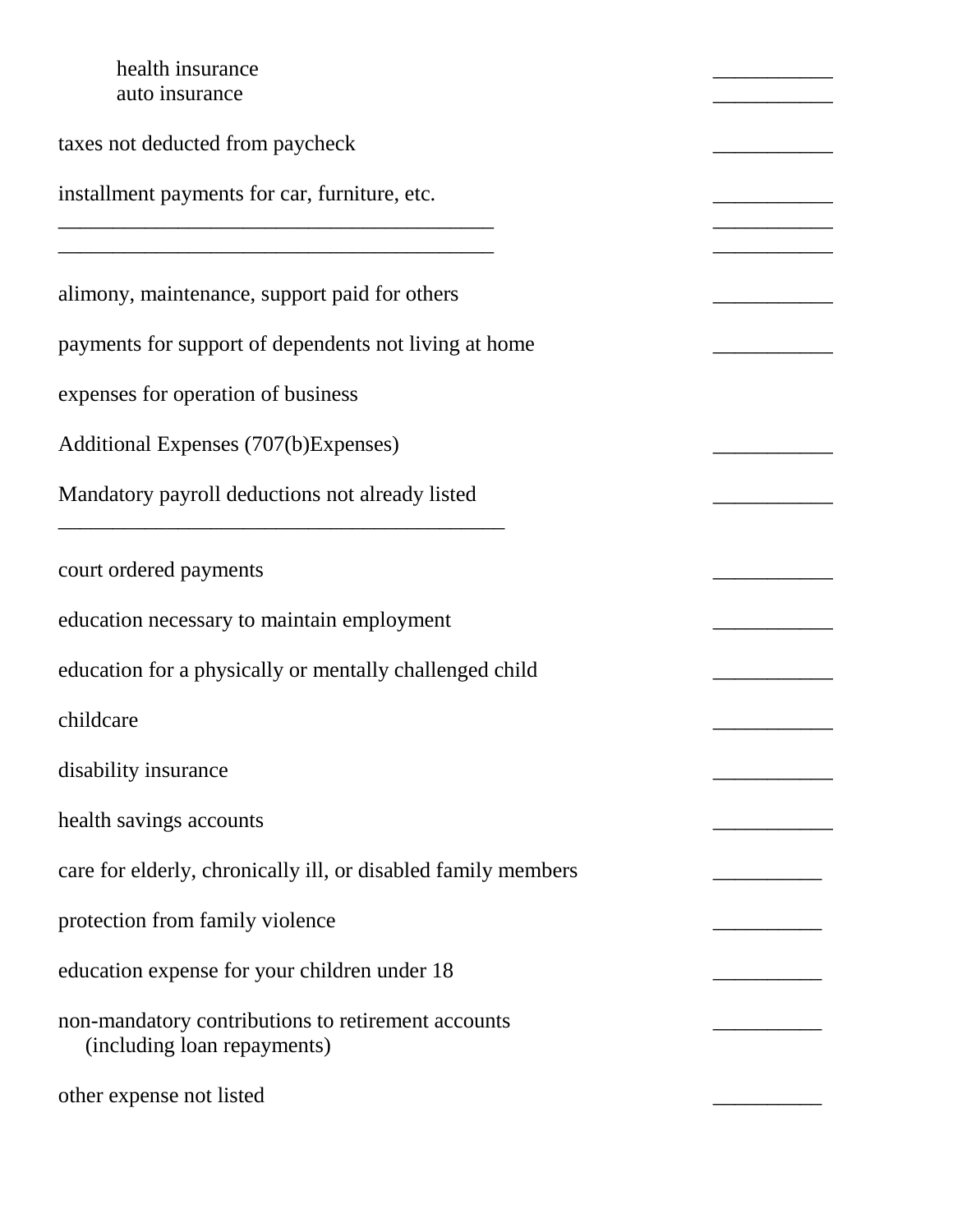health insurance ___________
auto insurance ___________

taxes not deducted from paycheck ___________

installment payments for car, furniture, etc. ___________
________________________________________ ___________
________________________________________ ___________

alimony, maintenance, support paid for others ___________

payments for support of dependents not living at home ___________

expenses for operation of business

Additional Expenses (707(b)Expenses) ___________

Mandatory payroll deductions not already listed ___________
_________________________________________

court ordered payments ___________

education necessary to maintain employment ___________

education for a physically or mentally challenged child ___________

childcare ___________

disability insurance ___________

health savings accounts ___________

care for elderly, chronically ill, or disabled family members __________

protection from family violence __________

education expense for your children under 18 __________

non-mandatory contributions to retirement accounts __________
(including loan repayments)

other expense not listed __________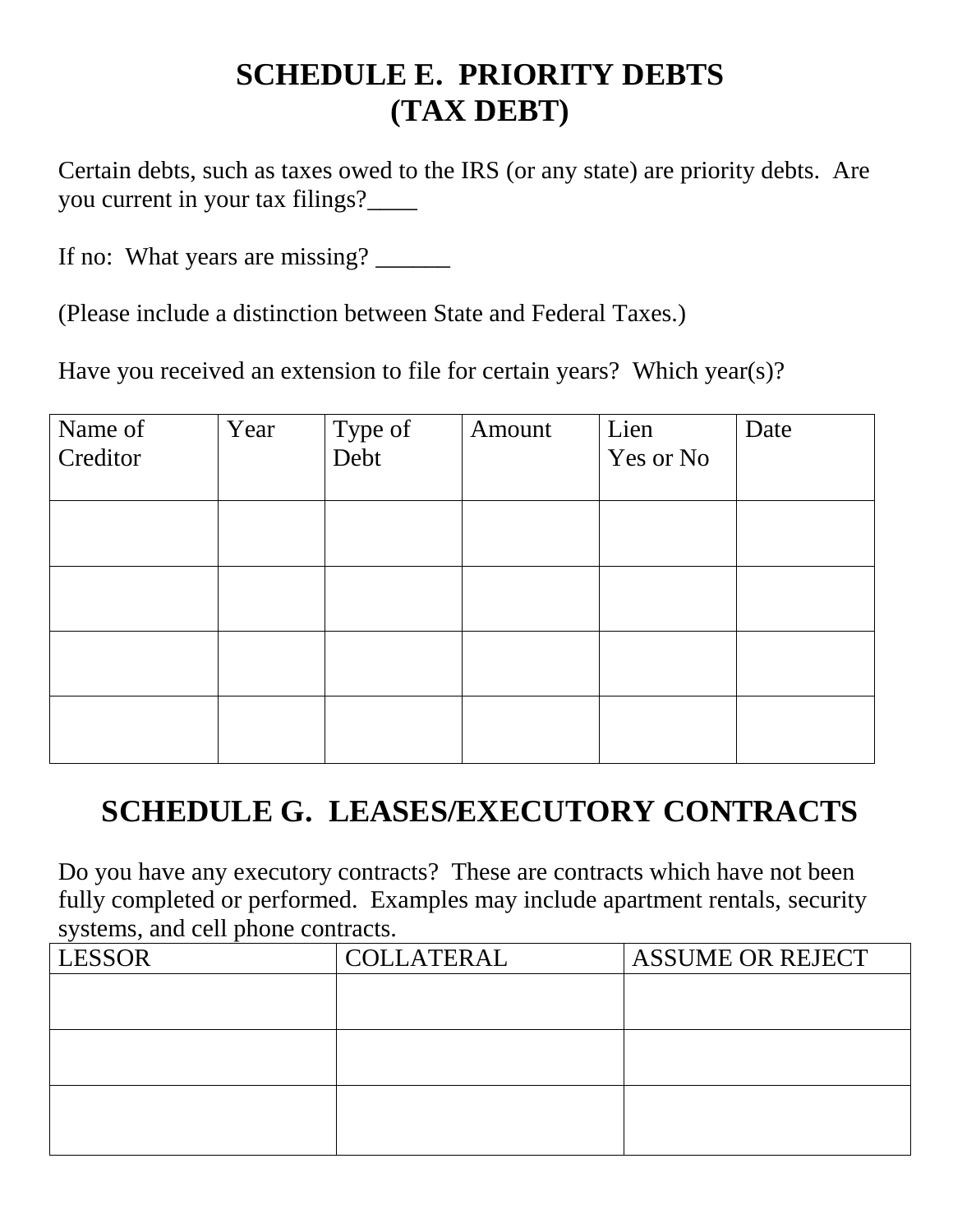# SCHEDULE E. PRIORITY DEBTS
# (TAX DEBT)

Certain debts, such as taxes owed to the IRS (or any state) are priority debts. Are you current in your tax filings?____

If no: What years are missing? ______

(Please include a distinction between State and Federal Taxes.)

Have you received an extension to file for certain years? Which year(s)?

| Name of Creditor | Year | Type of Debt | Amount | Lien Yes or No | Date |
|---|---|---|---|---|---|
| | | | | | |
| | | | | | |
| | | | | | |
| | | | | | |

# SCHEDULE G. LEASES/EXECUTORY CONTRACTS

Do you have any executory contracts? These are contracts which have not been fully completed or performed. Examples may include apartment rentals, security systems, and cell phone contracts.

| LESSOR | COLLATERAL | ASSUME OR REJECT |
|---|---|---|
| | | |
| | | |
| | | |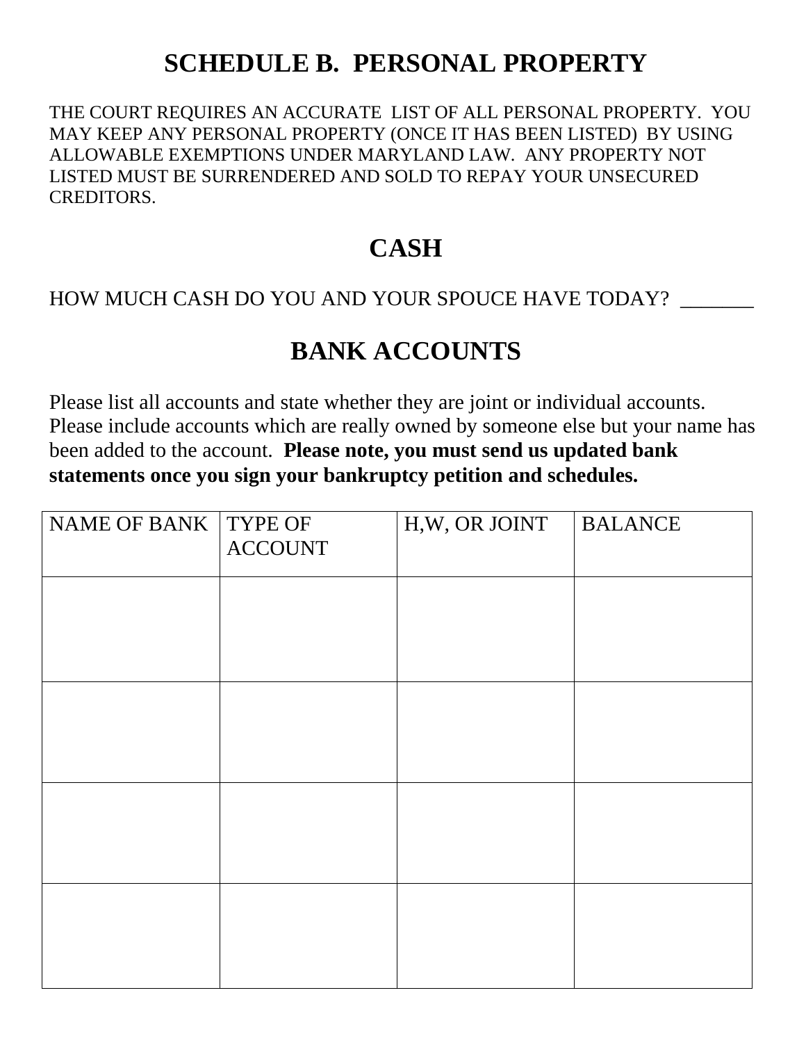# SCHEDULE B. PERSONAL PROPERTY

THE COURT REQUIRES AN ACCURATE LIST OF ALL PERSONAL PROPERTY. YOU MAY KEEP ANY PERSONAL PROPERTY (ONCE IT HAS BEEN LISTED) BY USING ALLOWABLE EXEMPTIONS UNDER MARYLAND LAW. ANY PROPERTY NOT LISTED MUST BE SURRENDERED AND SOLD TO REPAY YOUR UNSECURED CREDITORS.

## CASH

HOW MUCH CASH DO YOU AND YOUR SPOUCE HAVE TODAY? _______

## BANK ACCOUNTS

Please list all accounts and state whether they are joint or individual accounts. Please include accounts which are really owned by someone else but your name has been added to the account. **Please note, you must send us updated bank statements once you sign your bankruptcy petition and schedules.**

| NAME OF BANK | TYPE OF ACCOUNT | H,W, OR JOINT | BALANCE |
|---|---|---|---|
| | | | |
| | | | |
| | | | |
| | | | |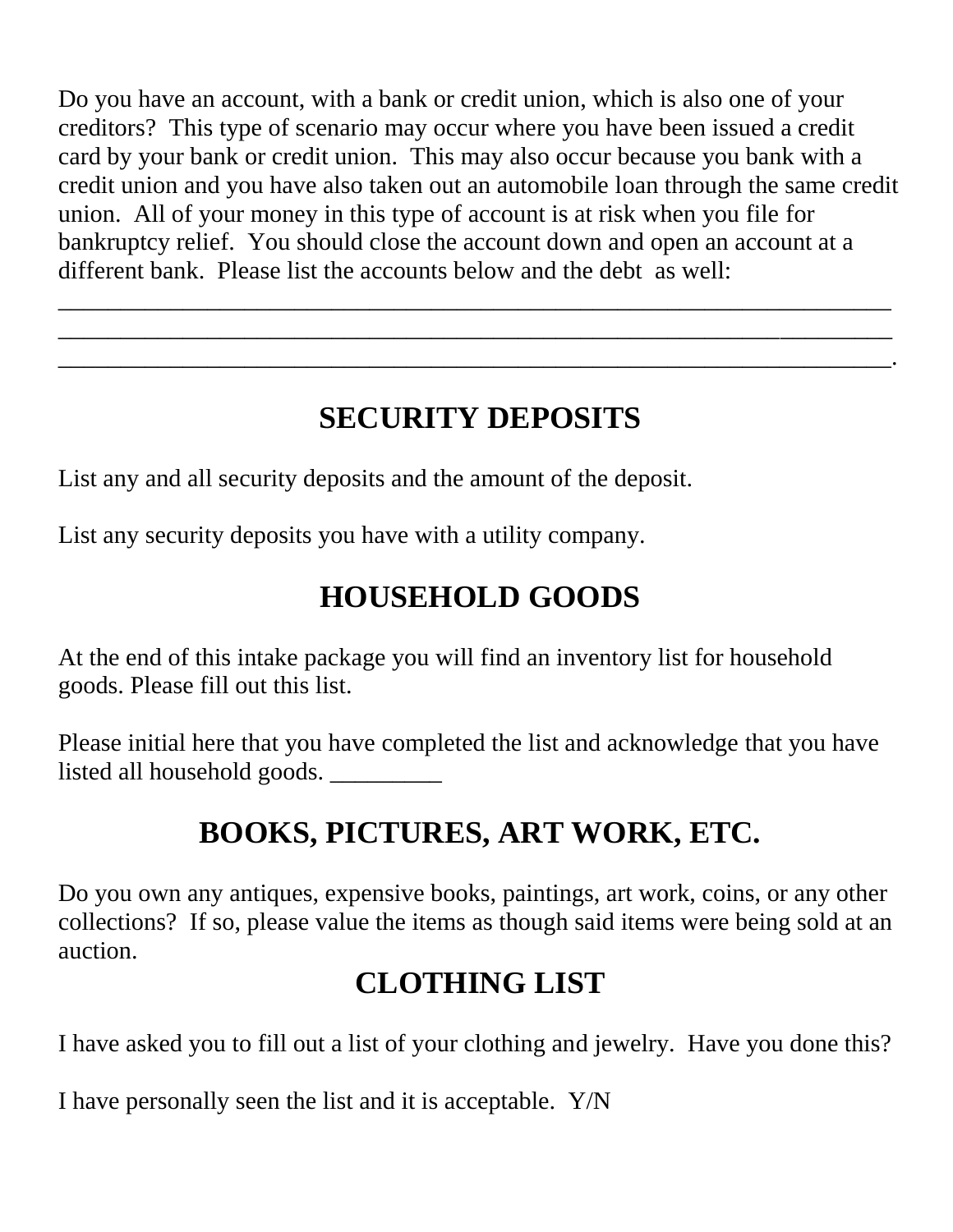Do you have an account, with a bank or credit union, which is also one of your creditors? This type of scenario may occur where you have been issued a credit card by your bank or credit union. This may also occur because you bank with a credit union and you have also taken out an automobile loan through the same credit union. All of your money in this type of account is at risk when you file for bankruptcy relief. You should close the account down and open an account at a different bank. Please list the accounts below and the debt as well:
_________________________________________________________________________
_________________________________________________________________________
_________________________________________________________________________.

## SECURITY DEPOSITS

List any and all security deposits and the amount of the deposit.

List any security deposits you have with a utility company.

## HOUSEHOLD GOODS

At the end of this intake package you will find an inventory list for household goods. Please fill out this list.

Please initial here that you have completed the list and acknowledge that you have listed all household goods. _________

## BOOKS, PICTURES, ART WORK, ETC.

Do you own any antiques, expensive books, paintings, art work, coins, or any other collections? If so, please value the items as though said items were being sold at an auction.

## CLOTHING LIST

I have asked you to fill out a list of your clothing and jewelry. Have you done this?

I have personally seen the list and it is acceptable. Y/N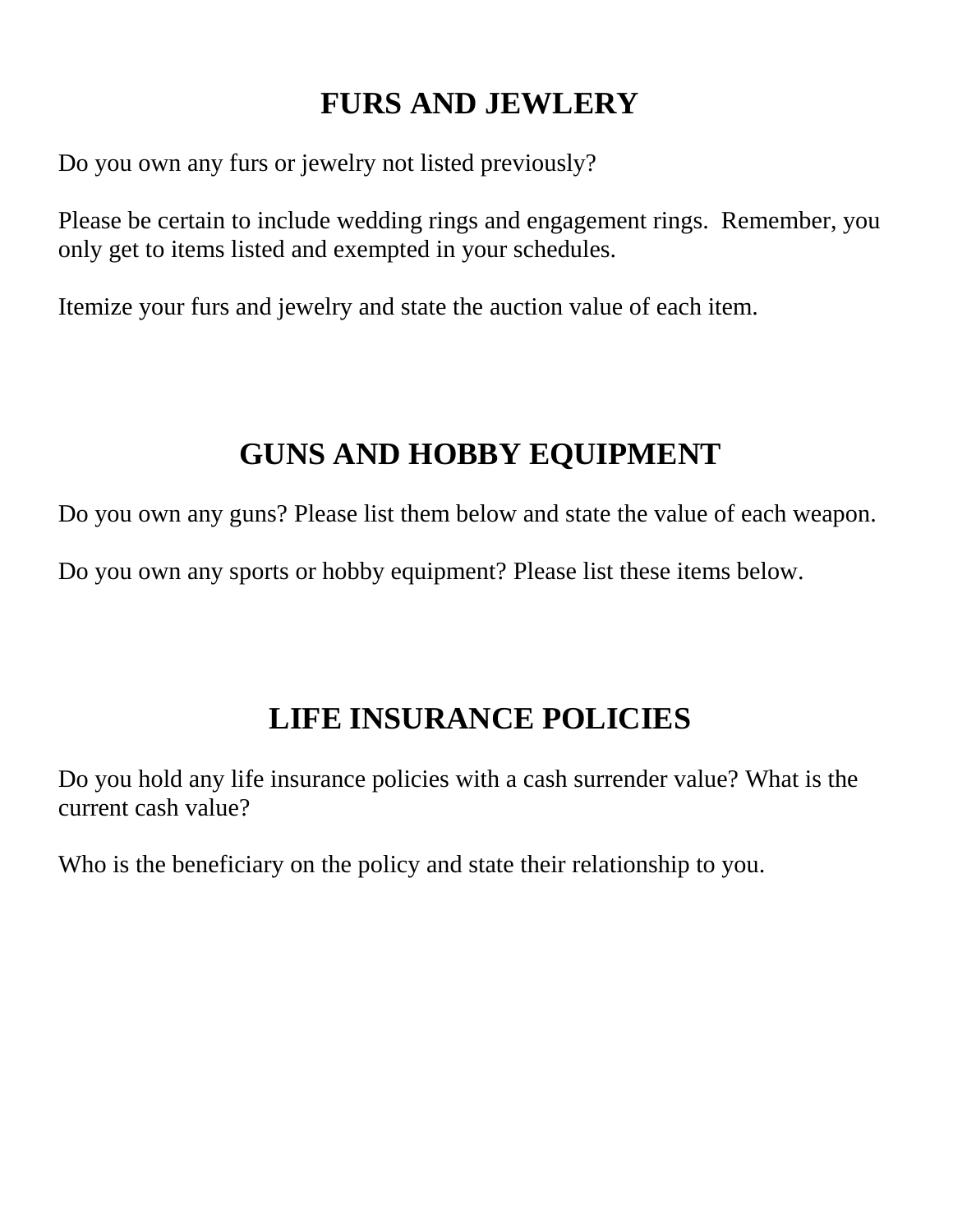# FURS AND JEWLERY

Do you own any furs or jewelry not listed previously?

Please be certain to include wedding rings and engagement rings.  Remember, you only get to items listed and exempted in your schedules.

Itemize your furs and jewelry and state the auction value of each item.

# GUNS AND HOBBY EQUIPMENT

Do you own any guns? Please list them below and state the value of each weapon.

Do you own any sports or hobby equipment? Please list these items below.

# LIFE INSURANCE POLICIES

Do you hold any life insurance policies with a cash surrender value? What is the current cash value?

Who is the beneficiary on the policy and state their relationship to you.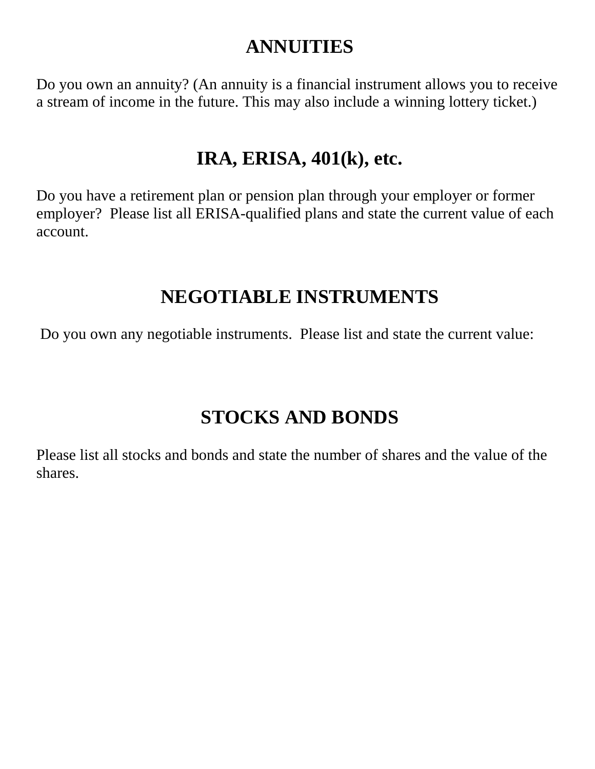## ANNUITIES

Do you own an annuity? (An annuity is a financial instrument allows you to receive a stream of income in the future. This may also include a winning lottery ticket.)

## IRA, ERISA, 401(k), etc.

Do you have a retirement plan or pension plan through your employer or former employer? Please list all ERISA-qualified plans and state the current value of each account.

## NEGOTIABLE INSTRUMENTS

Do you own any negotiable instruments. Please list and state the current value:

## STOCKS AND BONDS

Please list all stocks and bonds and state the number of shares and the value of the shares.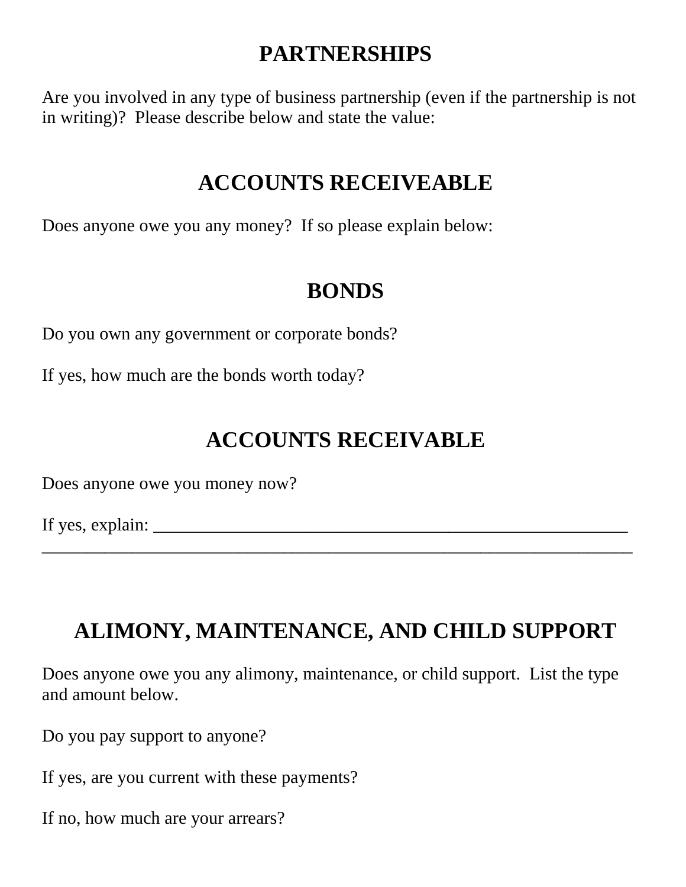## PARTNERSHIPS

Are you involved in any type of business partnership (even if the partnership is not in writing)? Please describe below and state the value:

## ACCOUNTS RECEIVEABLE

Does anyone owe you any money? If so please explain below:

## BONDS

Do you own any government or corporate bonds?

If yes, how much are the bonds worth today?

## ACCOUNTS RECEIVABLE

Does anyone owe you money now?

If yes, explain: ______________________________________________________
_______________________________________________________________________

## ALIMONY, MAINTENANCE, AND CHILD SUPPORT

Does anyone owe you any alimony, maintenance, or child support. List the type and amount below.

Do you pay support to anyone?

If yes, are you current with these payments?

If no, how much are your arrears?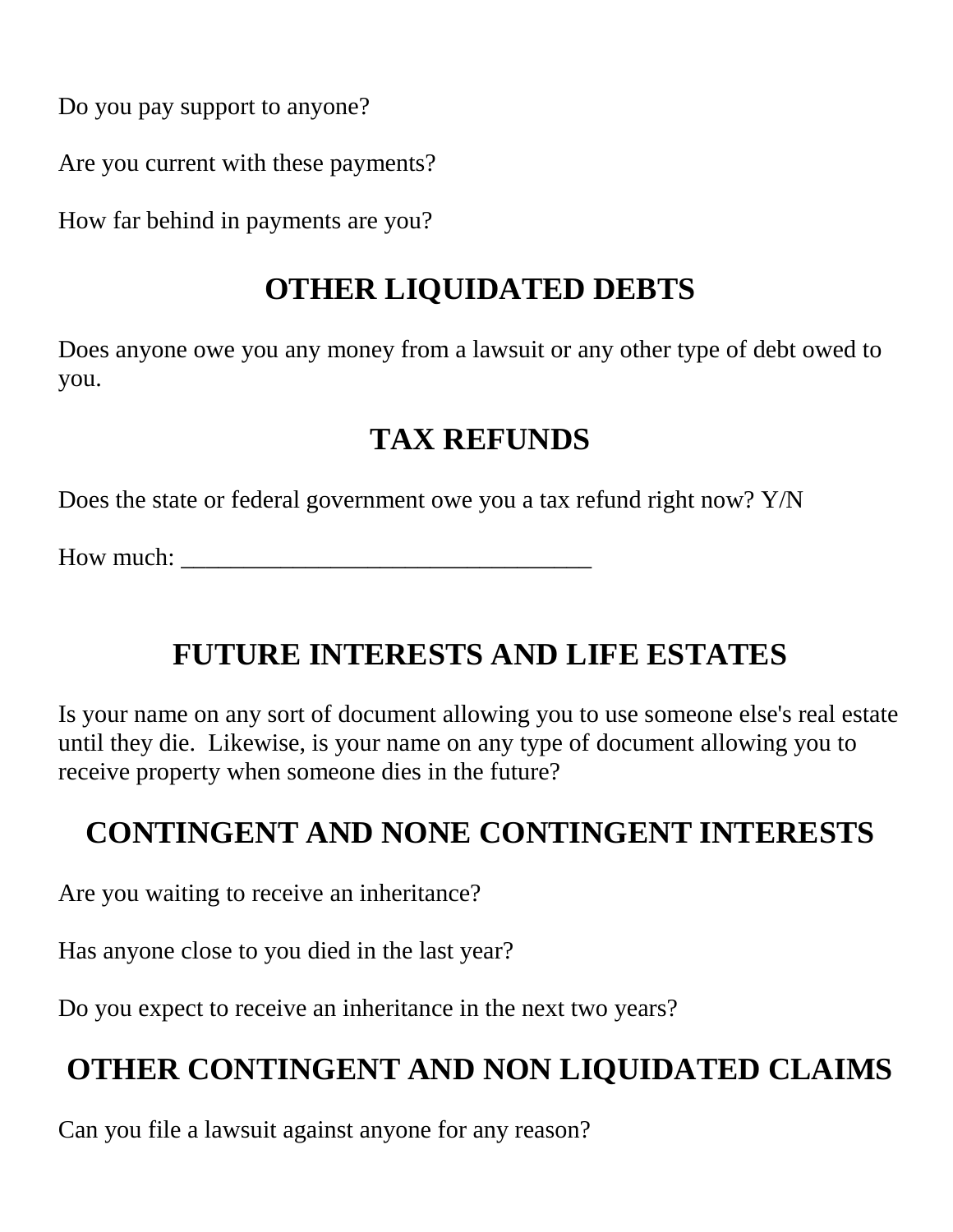Do you pay support to anyone?

Are you current with these payments?

How far behind in payments are you?

## OTHER LIQUIDATED DEBTS

Does anyone owe you any money from a lawsuit or any other type of debt owed to you.

## TAX REFUNDS

Does the state or federal government owe you a tax refund right now? Y/N

How much: ________________________________

## FUTURE INTERESTS AND LIFE ESTATES

Is your name on any sort of document allowing you to use someone else's real estate until they die. Likewise, is your name on any type of document allowing you to receive property when someone dies in the future?

## CONTINGENT AND NONE CONTINGENT INTERESTS

Are you waiting to receive an inheritance?

Has anyone close to you died in the last year?

Do you expect to receive an inheritance in the next two years?

## OTHER CONTINGENT AND NON LIQUIDATED CLAIMS

Can you file a lawsuit against anyone for any reason?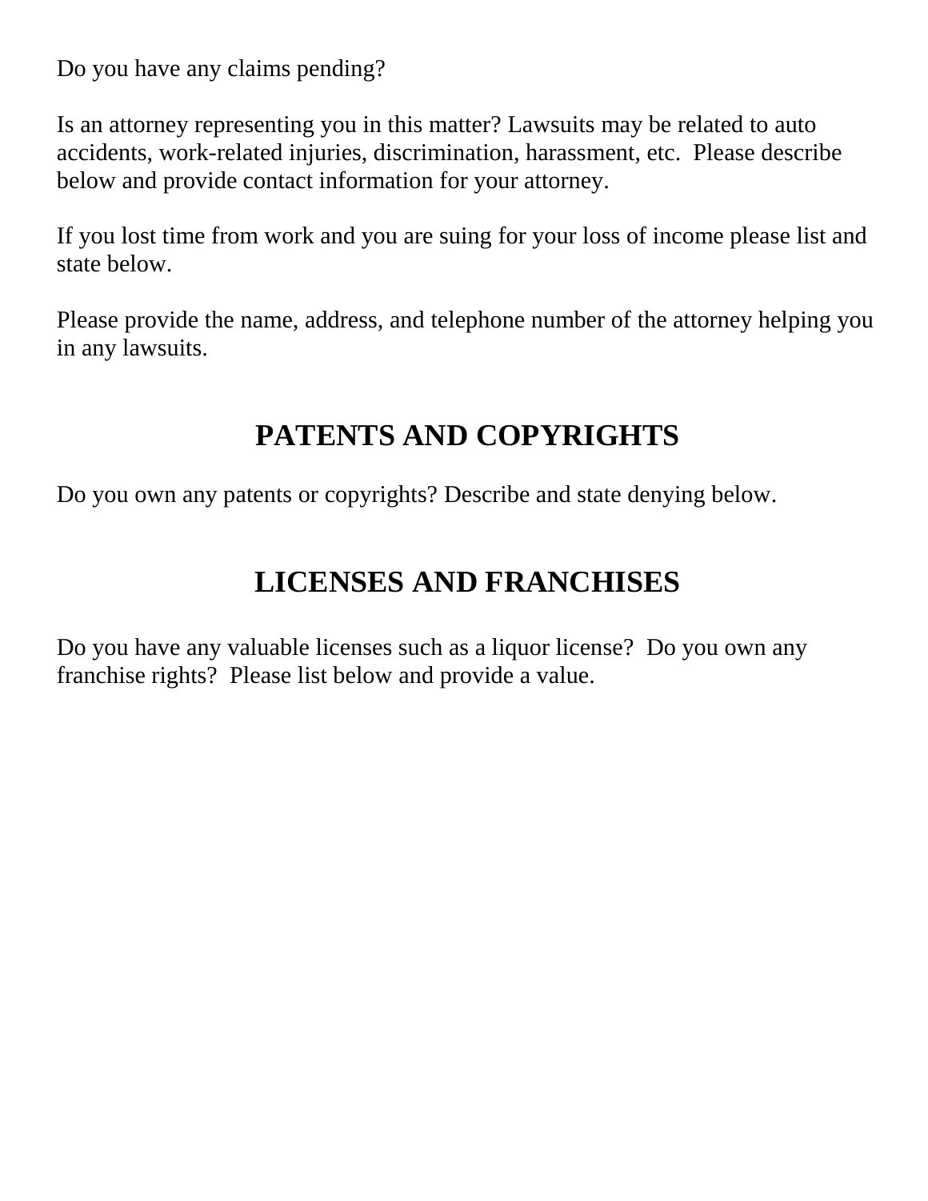Do you have any claims pending?

Is an attorney representing you in this matter? Lawsuits may be related to auto accidents, work-related injuries, discrimination, harassment, etc.  Please describe below and provide contact information for your attorney.

If you lost time from work and you are suing for your loss of income please list and state below.

Please provide the name, address, and telephone number of the attorney helping you in any lawsuits.

## PATENTS AND COPYRIGHTS

Do you own any patents or copyrights? Describe and state denying below.

## LICENSES AND FRANCHISES

Do you have any valuable licenses such as a liquor license?  Do you own any franchise rights?  Please list below and provide a value.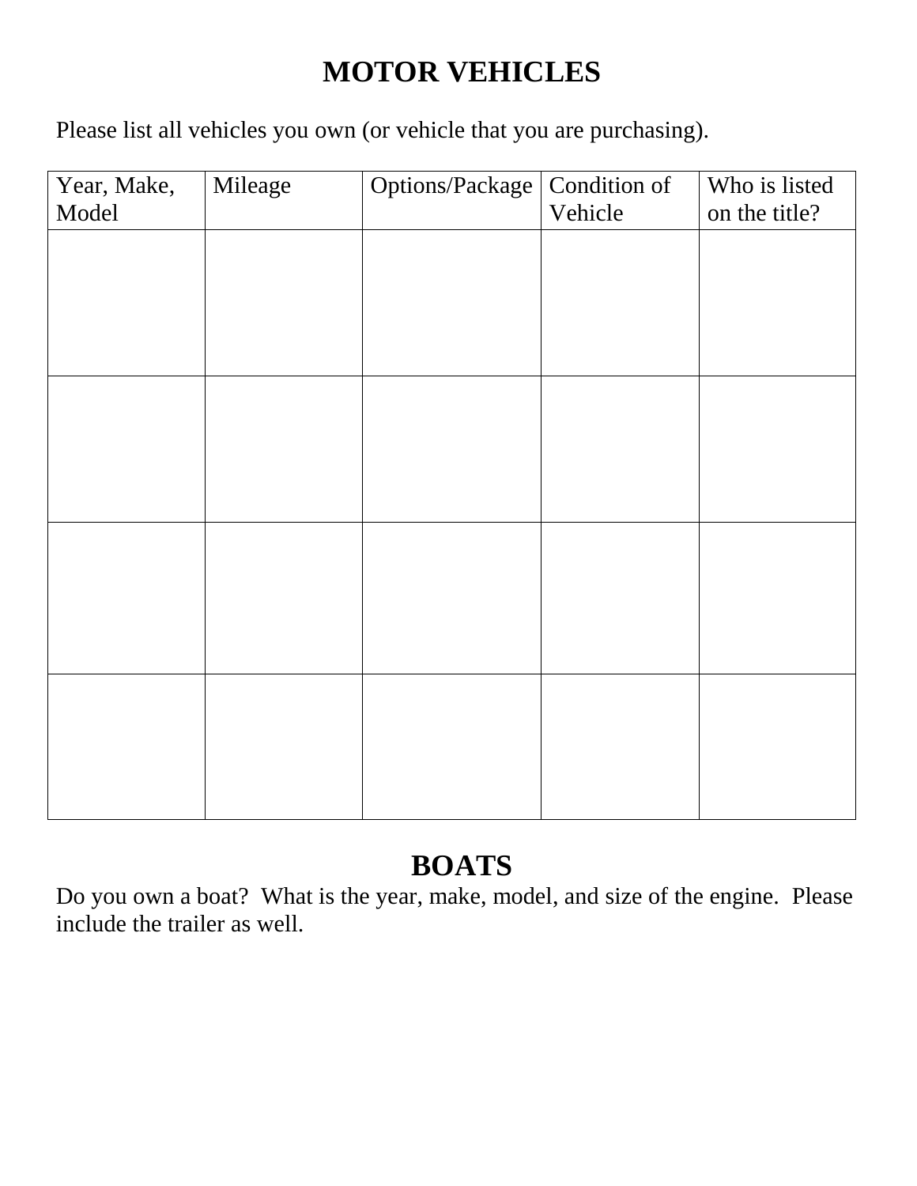# MOTOR VEHICLES

Please list all vehicles you own (or vehicle that you are purchasing).

| Year, Make, Model | Mileage | Options/Package | Condition of Vehicle | Who is listed on the title? |
| --- | --- | --- | --- | --- |
| | | | | |
| | | | | |
| | | | | |
| | | | | |

# BOATS

Do you own a boat? What is the year, make, model, and size of the engine. Please include the trailer as well.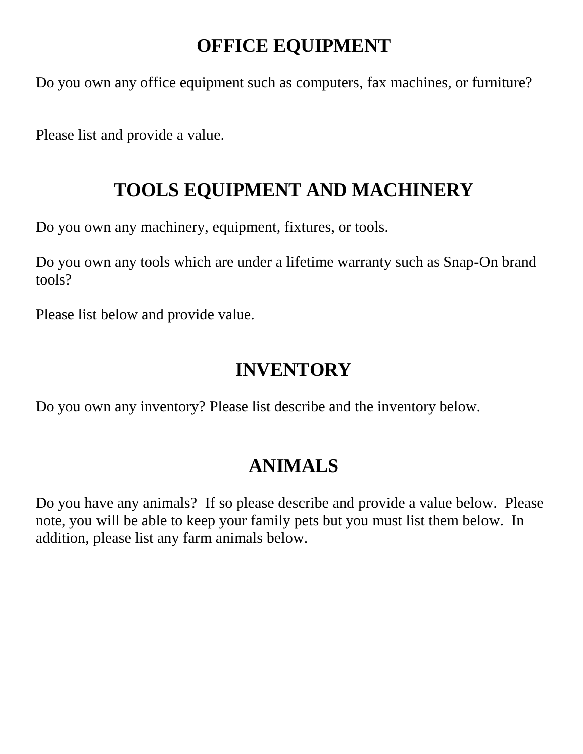# OFFICE EQUIPMENT

Do you own any office equipment such as computers, fax machines, or furniture?

Please list and provide a value.

# TOOLS EQUIPMENT AND MACHINERY

Do you own any machinery, equipment, fixtures, or tools.

Do you own any tools which are under a lifetime warranty such as Snap-On brand tools?

Please list below and provide value.

# INVENTORY

Do you own any inventory? Please list describe and the inventory below.

# ANIMALS

Do you have any animals? If so please describe and provide a value below. Please note, you will be able to keep your family pets but you must list them below. In addition, please list any farm animals below.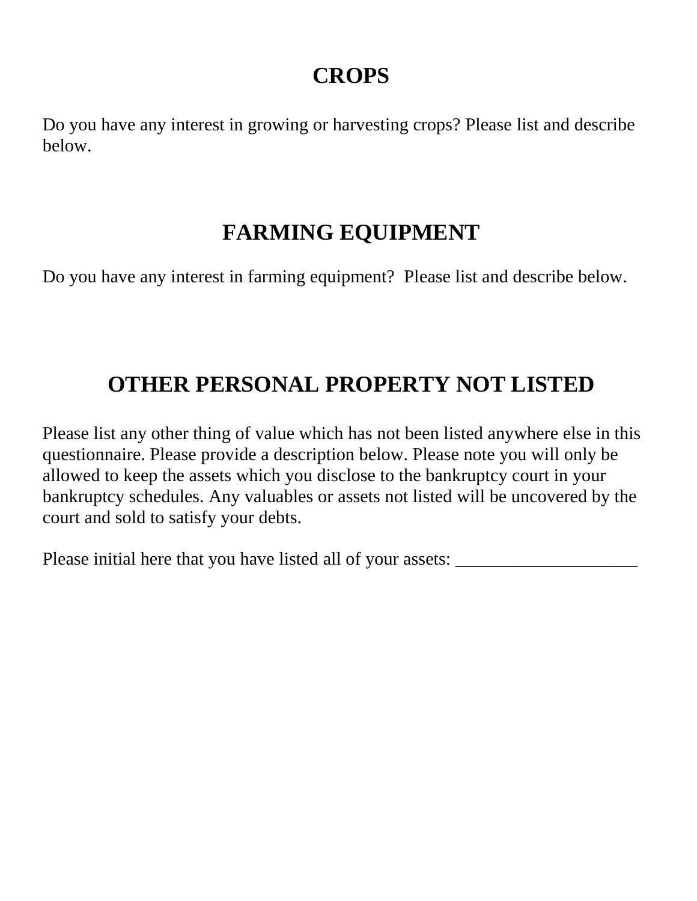## CROPS

Do you have any interest in growing or harvesting crops? Please list and describe below.

## FARMING EQUIPMENT

Do you have any interest in farming equipment? Please list and describe below.

## OTHER PERSONAL PROPERTY NOT LISTED

Please list any other thing of value which has not been listed anywhere else in this questionnaire. Please provide a description below. Please note you will only be allowed to keep the assets which you disclose to the bankruptcy court in your bankruptcy schedules. Any valuables or assets not listed will be uncovered by the court and sold to satisfy your debts.

Please initial here that you have listed all of your assets: ____________________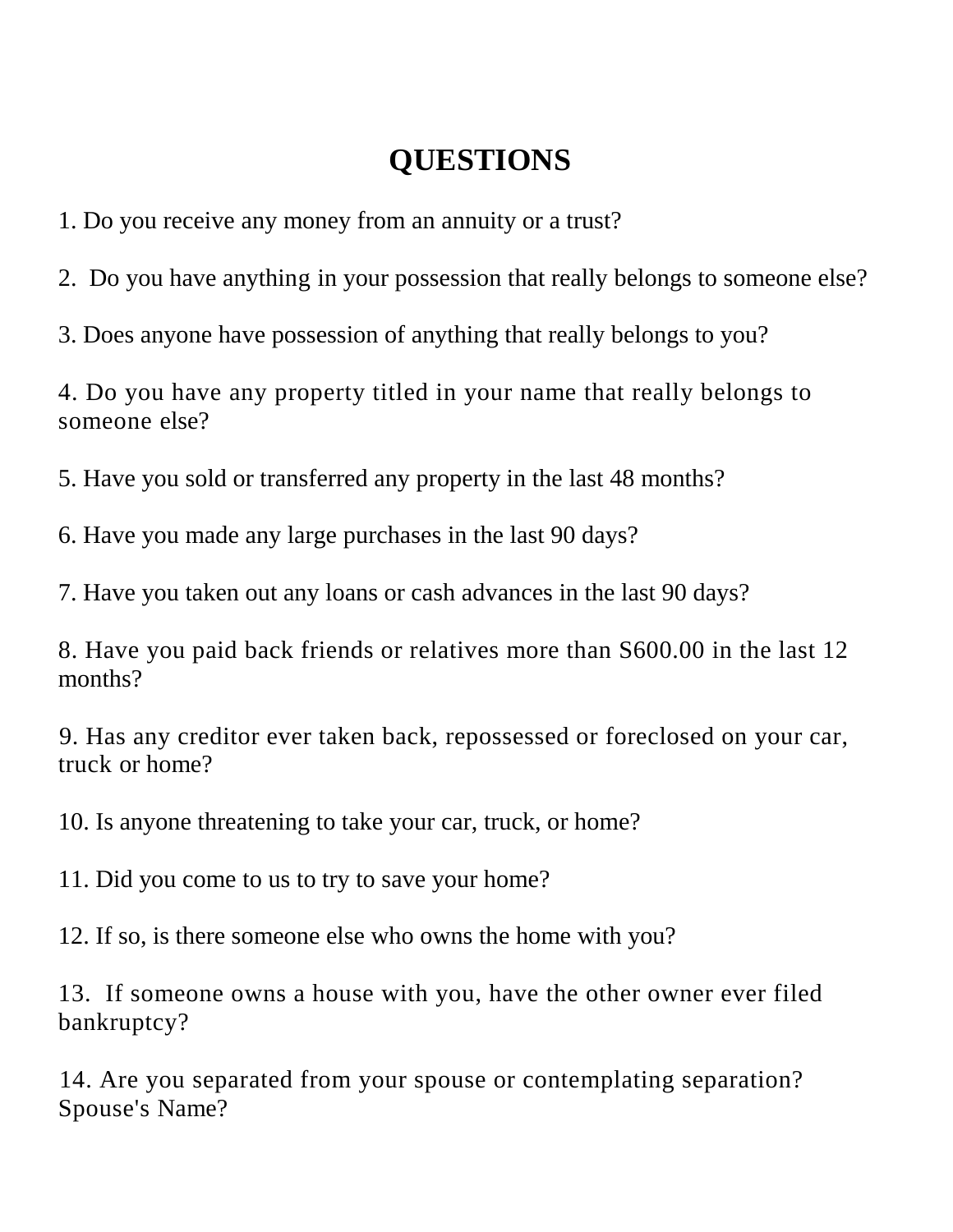# QUESTIONS

1. Do you receive any money from an annuity or a trust?

2. Do you have anything in your possession that really belongs to someone else?

3. Does anyone have possession of anything that really belongs to you?

4. Do you have any property titled in your name that really belongs to someone else?

5. Have you sold or transferred any property in the last 48 months?

6. Have you made any large purchases in the last 90 days?

7. Have you taken out any loans or cash advances in the last 90 days?

8. Have you paid back friends or relatives more than S600.00 in the last 12 months?

9. Has any creditor ever taken back, repossessed or foreclosed on your car, truck or home?

10. Is anyone threatening to take your car, truck, or home?

11. Did you come to us to try to save your home?

12. If so, is there someone else who owns the home with you?

13. If someone owns a house with you, have the other owner ever filed bankruptcy?

14. Are you separated from your spouse or contemplating separation? Spouse's Name?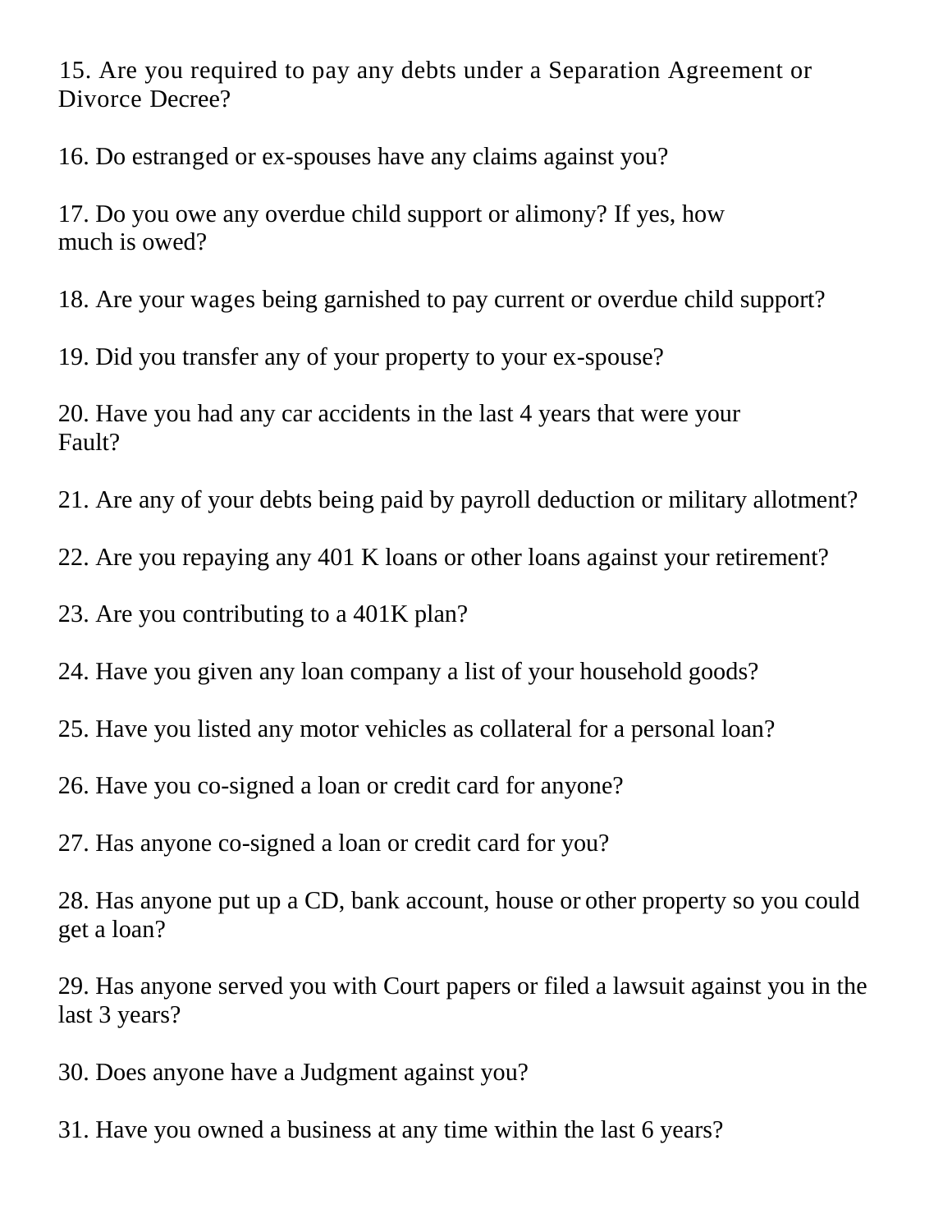15. Are you required to pay any debts under a Separation Agreement or Divorce Decree?

16. Do estranged or ex-spouses have any claims against you?

17. Do you owe any overdue child support or alimony? If yes, how much is owed?

18. Are your wages being garnished to pay current or overdue child support?

19. Did you transfer any of your property to your ex-spouse?

20. Have you had any car accidents in the last 4 years that were your Fault?

21. Are any of your debts being paid by payroll deduction or military allotment?

22. Are you repaying any 401 K loans or other loans against your retirement?

23. Are you contributing to a 401K plan?

24. Have you given any loan company a list of your household goods?

25. Have you listed any motor vehicles as collateral for a personal loan?

26. Have you co-signed a loan or credit card for anyone?

27. Has anyone co-signed a loan or credit card for you?

28. Has anyone put up a CD, bank account, house or other property so you could get a loan?

29. Has anyone served you with Court papers or filed a lawsuit against you in the last 3 years?

30. Does anyone have a Judgment against you?

31. Have you owned a business at any time within the last 6 years?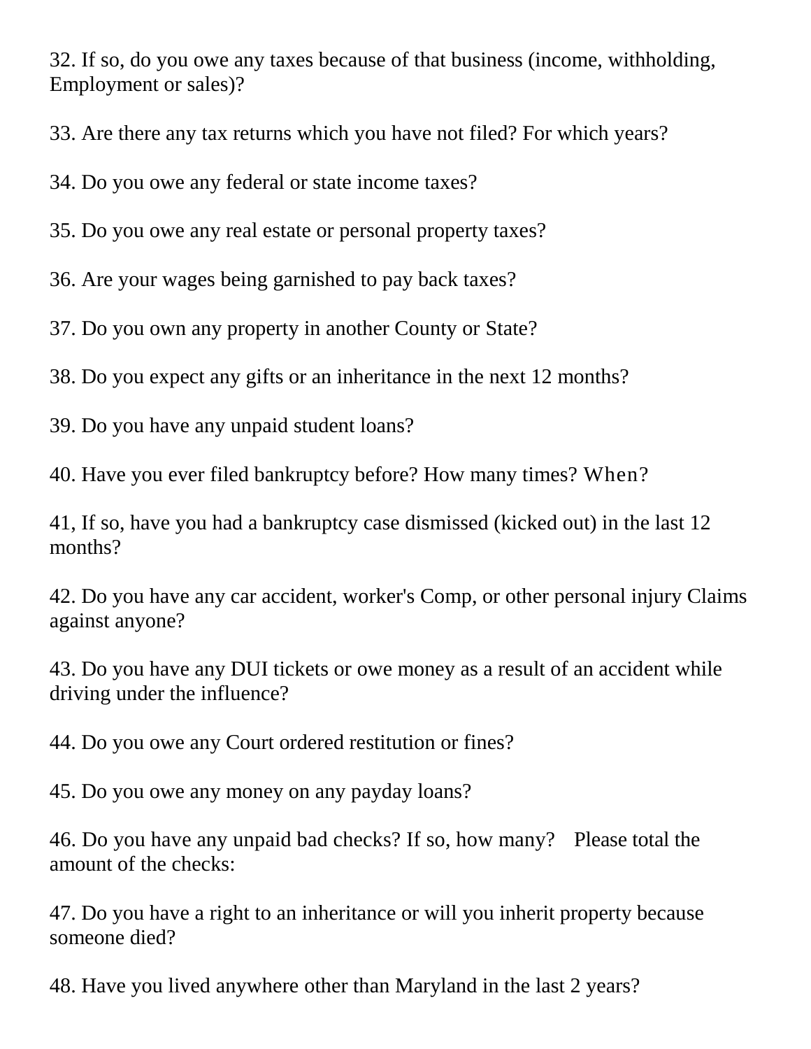32. If so, do you owe any taxes because of that business (income, withholding, Employment or sales)?

33. Are there any tax returns which you have not filed? For which years?

34. Do you owe any federal or state income taxes?

35. Do you owe any real estate or personal property taxes?

36. Are your wages being garnished to pay back taxes?

37. Do you own any property in another County or State?

38. Do you expect any gifts or an inheritance in the next 12 months?

39. Do you have any unpaid student loans?

40. Have you ever filed bankruptcy before? How many times? When?

41, If so, have you had a bankruptcy case dismissed (kicked out) in the last 12 months?

42. Do you have any car accident, worker's Comp, or other personal injury Claims against anyone?

43. Do you have any DUI tickets or owe money as a result of an accident while driving under the influence?

44. Do you owe any Court ordered restitution or fines?

45. Do you owe any money on any payday loans?

46. Do you have any unpaid bad checks? If so, how many? Please total the amount of the checks:

47. Do you have a right to an inheritance or will you inherit property because someone died?

48. Have you lived anywhere other than Maryland in the last 2 years?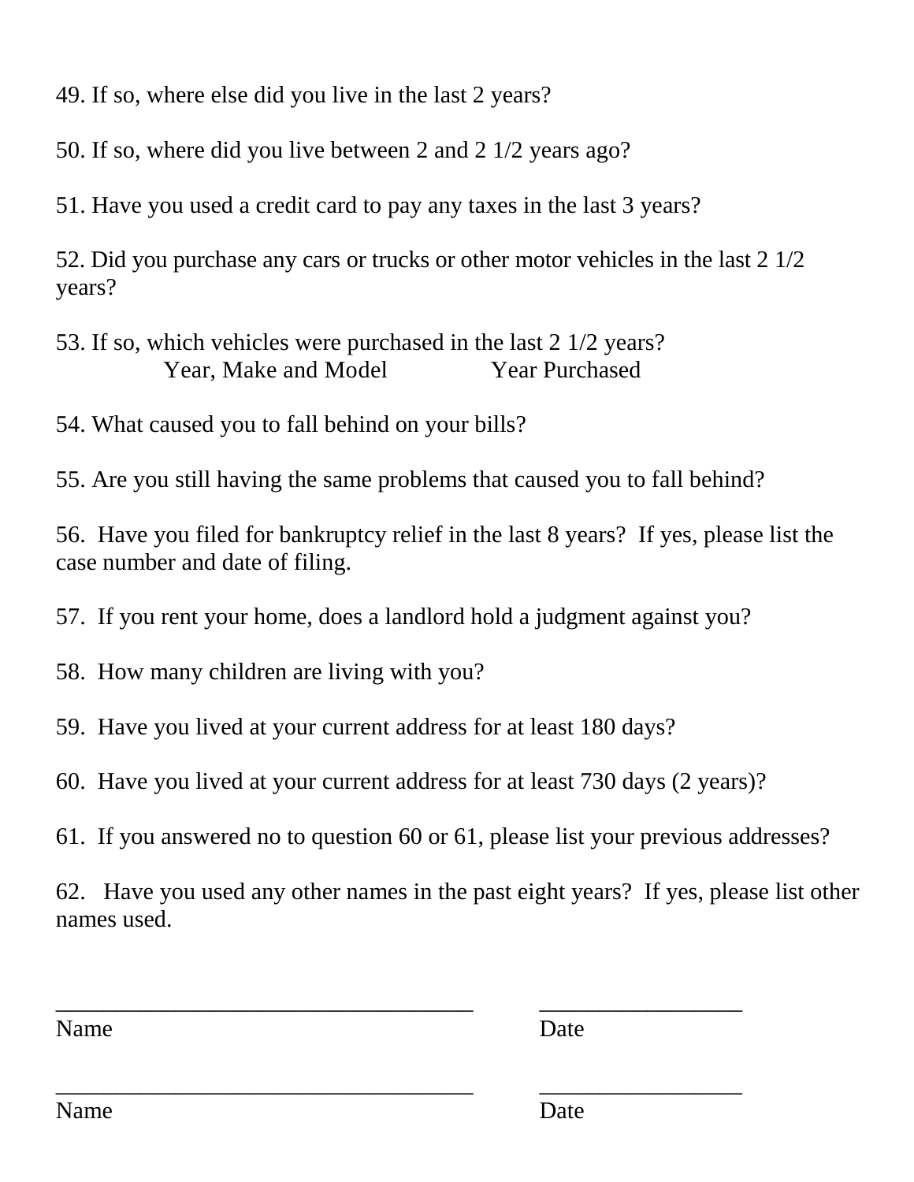49. If so, where else did you live in the last 2 years?

50. If so, where did you live between 2 and 2 1/2 years ago?

51. Have you used a credit card to pay any taxes in the last 3 years?

52. Did you purchase any cars or trucks or other motor vehicles in the last 2 1/2 years?

53. If so, which vehicles were purchased in the last 2 1/2 years?

| Year, Make and Model | Year Purchased |
| --- | --- |

54. What caused you to fall behind on your bills?

55. Are you still having the same problems that caused you to fall behind?

56. Have you filed for bankruptcy relief in the last 8 years? If yes, please list the case number and date of filing.

57. If you rent your home, does a landlord hold a judgment against you?

58. How many children are living with you?

59. Have you lived at your current address for at least 180 days?

60. Have you lived at your current address for at least 730 days (2 years)?

61. If you answered no to question 60 or 61, please list your previous addresses?

62. Have you used any other names in the past eight years? If yes, please list other names used.

_____________________________________ __________________
Name Date

_____________________________________ __________________
Name Date